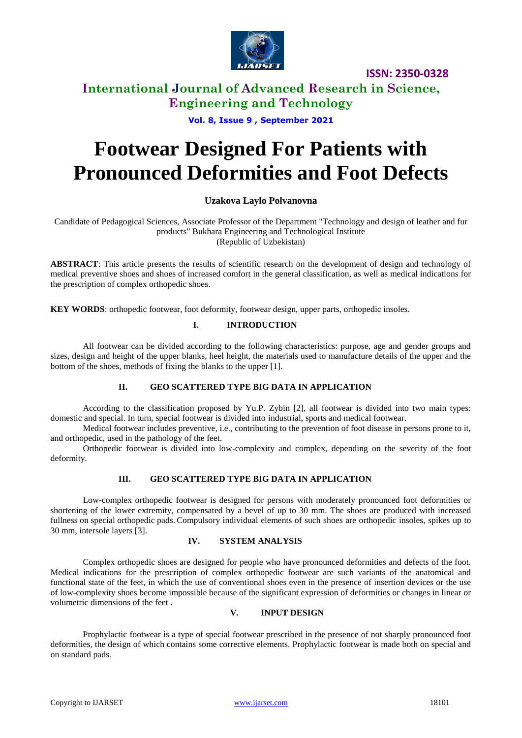# Footwear Designed For Patients with Pronounced Deformities and Foot Defects

**Uzakova Laylo Polvanovna**

Candidate of Pedagogical Sciences, Associate Professor of the Department "Technology and design of leather and fur products" Bukhara Engineering and Technological Institute
(Republic of Uzbekistan)

**ABSTRACT**: This article presents the results of scientific research on the development of design and technology of medical preventive shoes and shoes of increased comfort in the general classification, as well as medical indications for the prescription of complex orthopedic shoes.

**KEY WORDS**: orthopedic footwear, foot deformity, footwear design, upper parts, orthopedic insoles.

## I. INTRODUCTION

All footwear can be divided according to the following characteristics: purpose, age and gender groups and sizes, design and height of the upper blanks, heel height, the materials used to manufacture details of the upper and the bottom of the shoes, methods of fixing the blanks to the upper [1].

## II. GEO SCATTERED TYPE BIG DATA IN APPLICATION

According to the classification proposed by Yu.P. Zybin [2], all footwear is divided into two main types: domestic and special. In turn, special footwear is divided into industrial, sports and medical footwear.

Medical footwear includes preventive, i.e., contributing to the prevention of foot disease in persons prone to it, and orthopedic, used in the pathology of the feet.

Orthopedic footwear is divided into low-complexity and complex, depending on the severity of the foot deformity.

## III. GEO SCATTERED TYPE BIG DATA IN APPLICATION

Low-complex orthopedic footwear is designed for persons with moderately pronounced foot deformities or shortening of the lower extremity, compensated by a bevel of up to 30 mm. The shoes are produced with increased fullness on special orthopedic pads. Compulsory individual elements of such shoes are orthopedic insoles, spikes up to 30 mm, intersole layers [3].

## IV. SYSTEM ANALYSIS

Complex orthopedic shoes are designed for people who have pronounced deformities and defects of the foot. Medical indications for the prescription of complex orthopedic footwear are such variants of the anatomical and functional state of the feet, in which the use of conventional shoes even in the presence of insertion devices or the use of low-complexity shoes become impossible because of the significant expression of deformities or changes in linear or volumetric dimensions of the feet .

## V. INPUT DESIGN

Prophylactic footwear is a type of special footwear prescribed in the presence of not sharply pronounced foot deformities, the design of which contains some corrective elements. Prophylactic footwear is made both on special and on standard pads.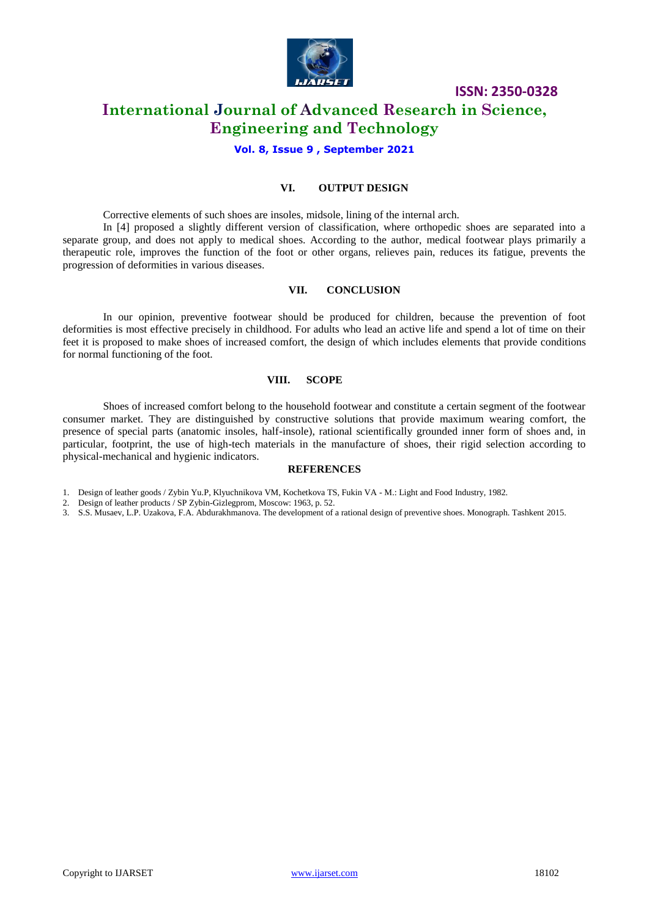## VI. OUTPUT DESIGN

Corrective elements of such shoes are insoles, midsole, lining of the internal arch.

In [4] proposed a slightly different version of classification, where orthopedic shoes are separated into a separate group, and does not apply to medical shoes. According to the author, medical footwear plays primarily a therapeutic role, improves the function of the foot or other organs, relieves pain, reduces its fatigue, prevents the progression of deformities in various diseases.

## VII. CONCLUSION

In our opinion, preventive footwear should be produced for children, because the prevention of foot deformities is most effective precisely in childhood. For adults who lead an active life and spend a lot of time on their feet it is proposed to make shoes of increased comfort, the design of which includes elements that provide conditions for normal functioning of the foot.

## VIII. SCOPE

Shoes of increased comfort belong to the household footwear and constitute a certain segment of the footwear consumer market. They are distinguished by constructive solutions that provide maximum wearing comfort, the presence of special parts (anatomic insoles, half-insole), rational scientifically grounded inner form of shoes and, in particular, footprint, the use of high-tech materials in the manufacture of shoes, their rigid selection according to physical-mechanical and hygienic indicators.

## REFERENCES

1. Design of leather goods / Zybin Yu.P, Klyuchnikova VM, Kochetkova TS, Fukin VA - M.: Light and Food Industry, 1982.
2. Design of leather products / SP Zybin-Gizlegprom, Moscow: 1963, p. 52.
3. S.S. Musaev, L.P. Uzakova, F.A. Abdurakhmanova. The development of a rational design of preventive shoes. Monograph. Tashkent 2015.